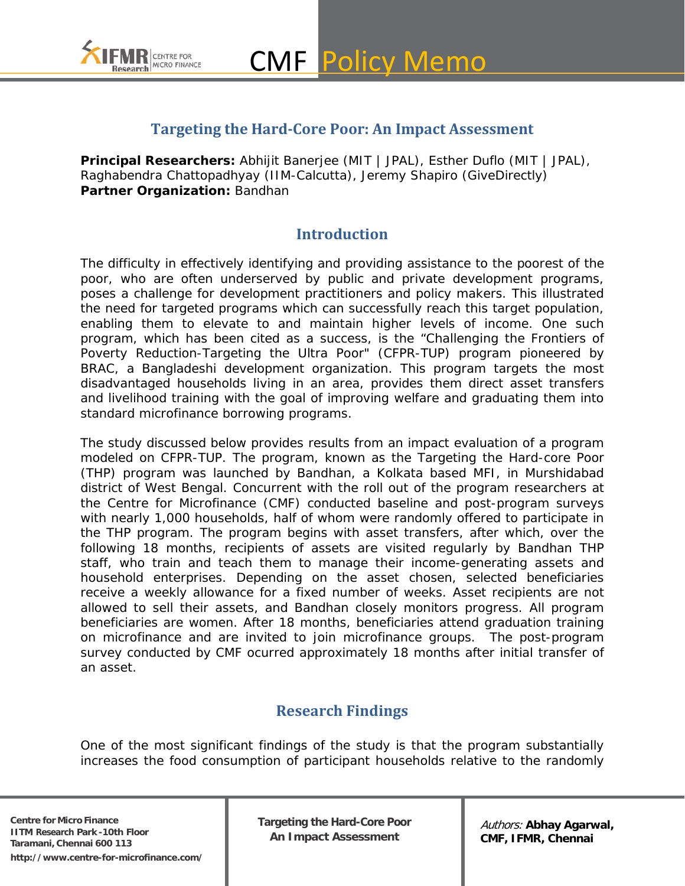# Targeting the Hard-Core Poor: An Impact Assessment

**Principal Researchers:** Abhijit Banerjee (MIT | JPAL), Esther Duflo (MIT | JPAL), Raghabendra Chattopadhyay (IIM-Calcutta), Jeremy Shapiro (GiveDirectly)
**Partner Organization:** Bandhan

## Introduction

The difficulty in effectively identifying and providing assistance to the poorest of the poor, who are often underserved by public and private development programs, poses a challenge for development practitioners and policy makers. This illustrated the need for targeted programs which can successfully reach this target population, enabling them to elevate to and maintain higher levels of income. One such program, which has been cited as a success, is the "Challenging the Frontiers of Poverty Reduction-Targeting the Ultra Poor" (CFPR-TUP) program pioneered by BRAC, a Bangladeshi development organization. This program targets the most disadvantaged households living in an area, provides them direct asset transfers and livelihood training with the goal of improving welfare and graduating them into standard microfinance borrowing programs.

The study discussed below provides results from an impact evaluation of a program modeled on CFPR-TUP. The program, known as the Targeting the Hard-core Poor (THP) program was launched by Bandhan, a Kolkata based MFI, in Murshidabad district of West Bengal. Concurrent with the roll out of the program researchers at the Centre for Microfinance (CMF) conducted baseline and post-program surveys with nearly 1,000 households, half of whom were randomly offered to participate in the THP program. The program begins with asset transfers, after which, over the following 18 months, recipients of assets are visited regularly by Bandhan THP staff, who train and teach them to manage their income-generating assets and household enterprises. Depending on the asset chosen, selected beneficiaries receive a weekly allowance for a fixed number of weeks. Asset recipients are not allowed to sell their assets, and Bandhan closely monitors progress. All program beneficiaries are women. After 18 months, beneficiaries attend graduation training on microfinance and are invited to join microfinance groups. The post-program survey conducted by CMF ocurred approximately 18 months after initial transfer of an asset.

## Research Findings

One of the most significant findings of the study is that the program substantially increases the food consumption of participant households relative to the randomly

Authors: **Abhay Agarwal, CMF, IFMR, Chennai**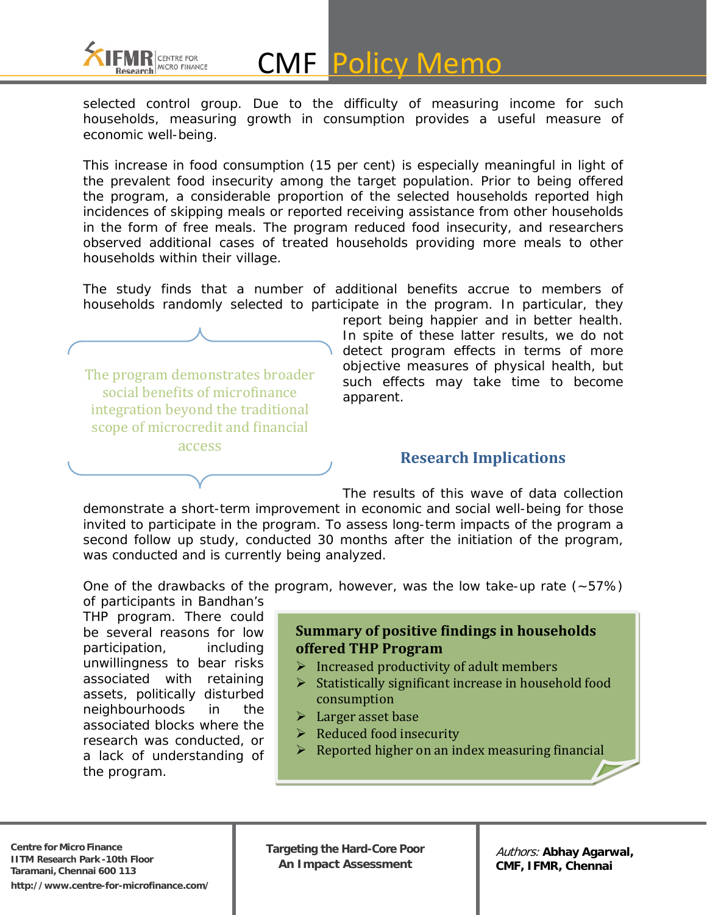selected control group. Due to the difficulty of measuring income for such households, measuring growth in consumption provides a useful measure of economic well-being.

This increase in food consumption (15 per cent) is especially meaningful in light of the prevalent food insecurity among the target population. Prior to being offered the program, a considerable proportion of the selected households reported high incidences of skipping meals or reported receiving assistance from other households in the form of free meals. The program reduced food insecurity, and researchers observed additional cases of treated households providing more meals to other households within their village.

The study finds that a number of additional benefits accrue to members of households randomly selected to participate in the program. In particular, they report being happier and in better health. In spite of these latter results, we do not detect program effects in terms of more objective measures of physical health, but such effects may take time to become apparent.

> The program demonstrates broader social benefits of microfinance integration beyond the traditional scope of microcredit and financial access

## Research Implications

The results of this wave of data collection demonstrate a short-term improvement in economic and social well-being for those invited to participate in the program. To assess long-term impacts of the program a second follow up study, conducted 30 months after the initiation of the program, was conducted and is currently being analyzed.

One of the drawbacks of the program, however, was the low take-up rate (~57%) of participants in Bandhan's THP program. There could be several reasons for low participation, including unwillingness to bear risks associated with retaining assets, politically disturbed neighbourhoods in the associated blocks where the research was conducted, or a lack of understanding of the program.

**Summary of positive findings in households offered THP Program**

- Increased productivity of adult members
- Statistically significant increase in household food consumption
- Larger asset base
- Reduced food insecurity
- Reported higher on an index measuring financial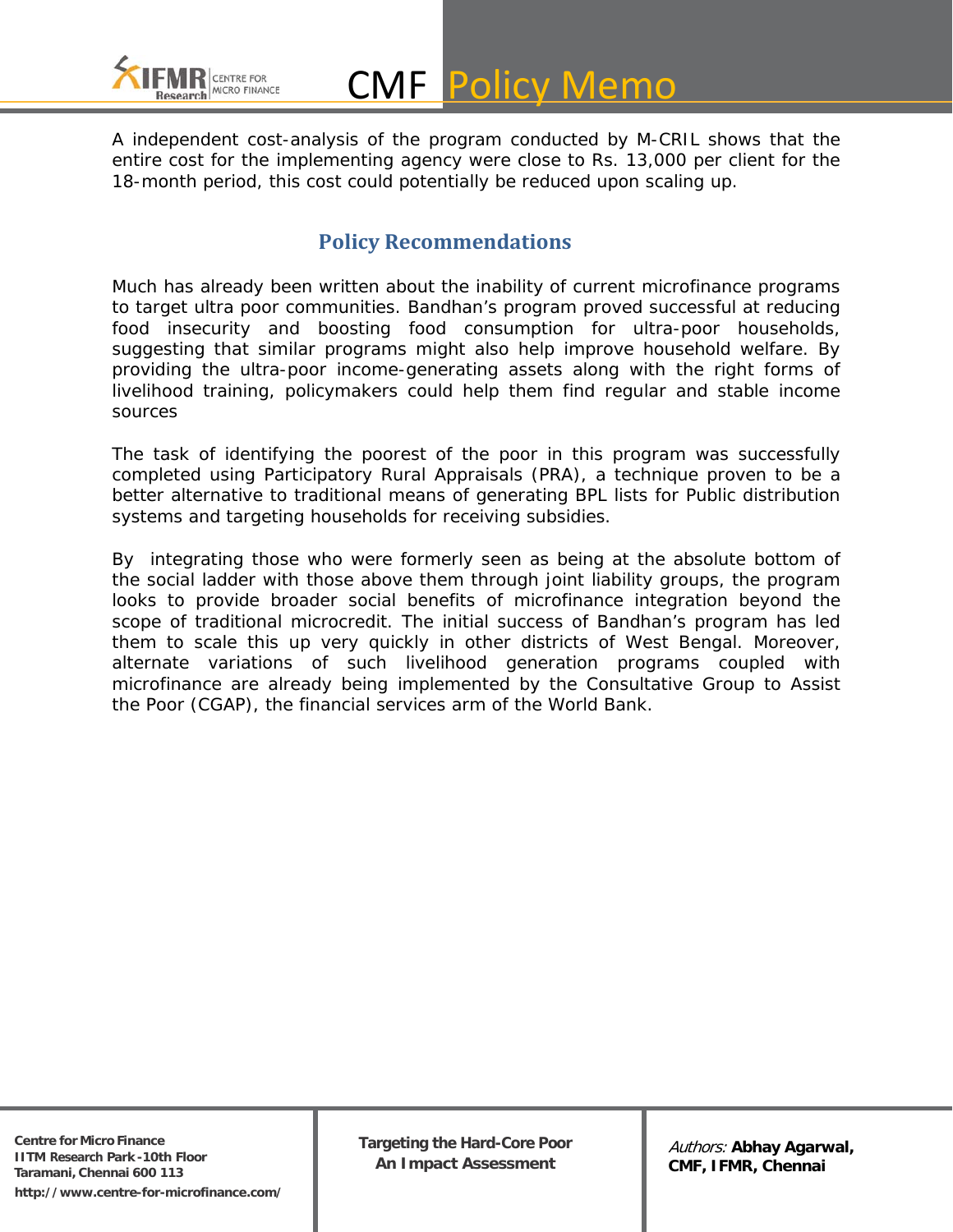A independent cost-analysis of the program conducted by M-CRIL shows that the entire cost for the implementing agency were close to Rs. 13,000 per client for the 18-month period, this cost could potentially be reduced upon scaling up.

## Policy Recommendations

Much has already been written about the inability of current microfinance programs to target ultra poor communities. Bandhan's program proved successful at reducing food insecurity and boosting food consumption for ultra-poor households, suggesting that similar programs might also help improve household welfare. By providing the ultra-poor income-generating assets along with the right forms of livelihood training, policymakers could help them find regular and stable income sources

The task of identifying the poorest of the poor in this program was successfully completed using Participatory Rural Appraisals (PRA), a technique proven to be a better alternative to traditional means of generating BPL lists for Public distribution systems and targeting households for receiving subsidies.

By integrating those who were formerly seen as being at the absolute bottom of the social ladder with those above them through joint liability groups, the program looks to provide broader social benefits of microfinance integration beyond the scope of traditional microcredit. The initial success of Bandhan's program has led them to scale this up very quickly in other districts of West Bengal. Moreover, alternate variations of such livelihood generation programs coupled with microfinance are already being implemented by the Consultative Group to Assist the Poor (CGAP), the financial services arm of the World Bank.